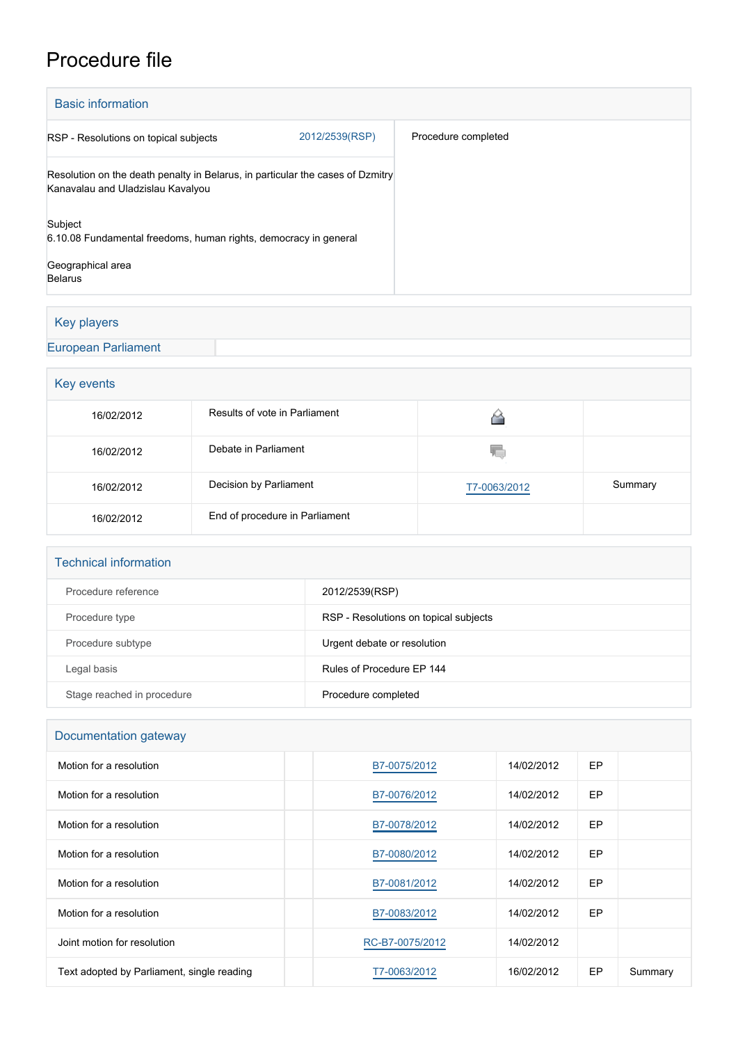# Procedure file

## Basic information

| | | |
|---|---|---|
| RSP - Resolutions on topical subjects | 2012/2539(RSP) | Procedure completed |

Resolution on the death penalty in Belarus, in particular the cases of Dzmitry Kanavalau and Uladzislau Kavalyou

Subject
6.10.08 Fundamental freedoms, human rights, democracy in general

Geographical area
Belarus

## Key players

| European Parliament | |
|---|---|

## Key events

| | | | |
|---|---|---|---|
| 16/02/2012 | Results of vote in Parliament | | |
| 16/02/2012 | Debate in Parliament | | |
| 16/02/2012 | Decision by Parliament | T7-0063/2012 | Summary |
| 16/02/2012 | End of procedure in Parliament | | |

## Technical information

| | |
|---|---|
| Procedure reference | 2012/2539(RSP) |
| Procedure type | RSP - Resolutions on topical subjects |
| Procedure subtype | Urgent debate or resolution |
| Legal basis | Rules of Procedure EP 144 |
| Stage reached in procedure | Procedure completed |

## Documentation gateway

| | | | | | |
|---|---|---|---|---|---|
| Motion for a resolution | | B7-0075/2012 | 14/02/2012 | EP | |
| Motion for a resolution | | B7-0076/2012 | 14/02/2012 | EP | |
| Motion for a resolution | | B7-0078/2012 | 14/02/2012 | EP | |
| Motion for a resolution | | B7-0080/2012 | 14/02/2012 | EP | |
| Motion for a resolution | | B7-0081/2012 | 14/02/2012 | EP | |
| Motion for a resolution | | B7-0083/2012 | 14/02/2012 | EP | |
| Joint motion for resolution | | RC-B7-0075/2012 | 14/02/2012 | | |
| Text adopted by Parliament, single reading | | T7-0063/2012 | 16/02/2012 | EP | Summary |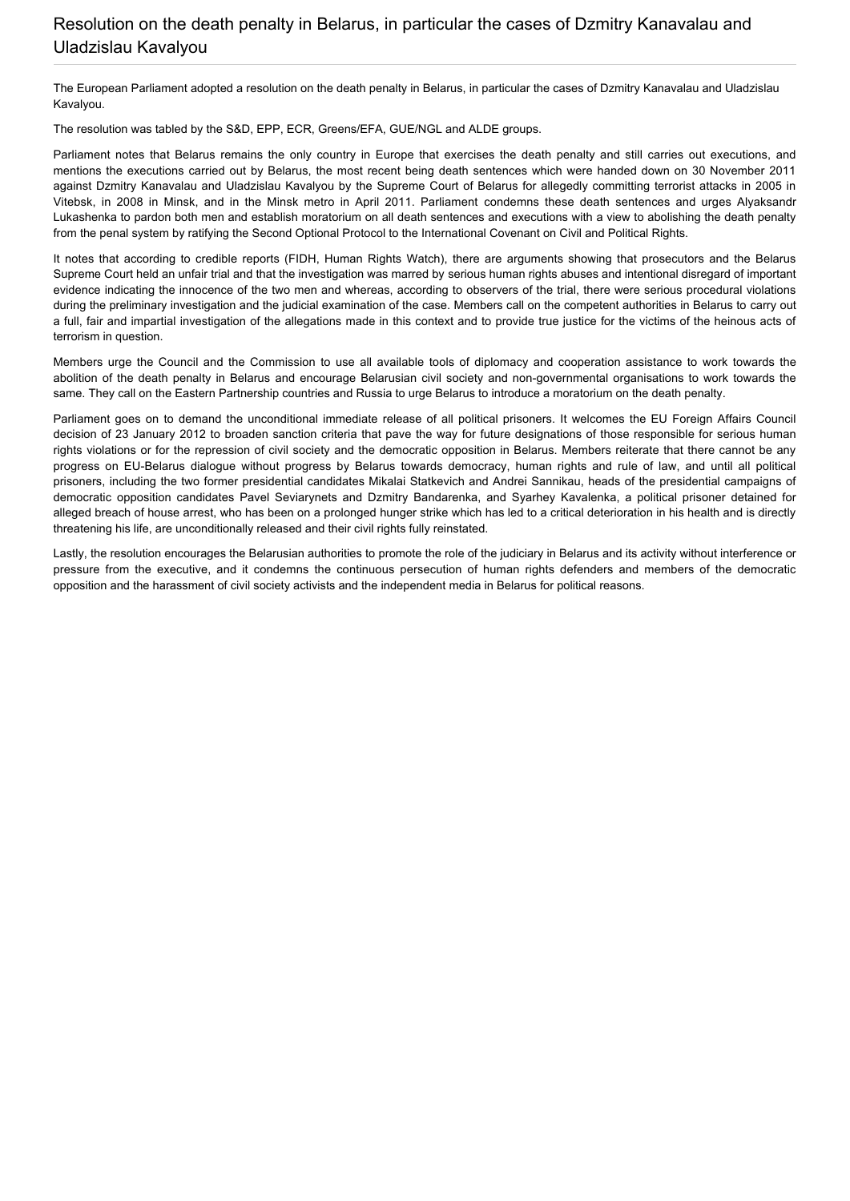# Resolution on the death penalty in Belarus, in particular the cases of Dzmitry Kanavalau and Uladzislau Kavalyou

The European Parliament adopted a resolution on the death penalty in Belarus, in particular the cases of Dzmitry Kanavalau and Uladzislau Kavalyou.

The resolution was tabled by the S&D, EPP, ECR, Greens/EFA, GUE/NGL and ALDE groups.

Parliament notes that Belarus remains the only country in Europe that exercises the death penalty and still carries out executions, and mentions the executions carried out by Belarus, the most recent being death sentences which were handed down on 30 November 2011 against Dzmitry Kanavalau and Uladzislau Kavalyou by the Supreme Court of Belarus for allegedly committing terrorist attacks in 2005 in Vitebsk, in 2008 in Minsk, and in the Minsk metro in April 2011. Parliament condemns these death sentences and urges Alyaksandr Lukashenka to pardon both men and establish moratorium on all death sentences and executions with a view to abolishing the death penalty from the penal system by ratifying the Second Optional Protocol to the International Covenant on Civil and Political Rights.

It notes that according to credible reports (FIDH, Human Rights Watch), there are arguments showing that prosecutors and the Belarus Supreme Court held an unfair trial and that the investigation was marred by serious human rights abuses and intentional disregard of important evidence indicating the innocence of the two men and whereas, according to observers of the trial, there were serious procedural violations during the preliminary investigation and the judicial examination of the case. Members call on the competent authorities in Belarus to carry out a full, fair and impartial investigation of the allegations made in this context and to provide true justice for the victims of the heinous acts of terrorism in question.

Members urge the Council and the Commission to use all available tools of diplomacy and cooperation assistance to work towards the abolition of the death penalty in Belarus and encourage Belarusian civil society and non-governmental organisations to work towards the same. They call on the Eastern Partnership countries and Russia to urge Belarus to introduce a moratorium on the death penalty.

Parliament goes on to demand the unconditional immediate release of all political prisoners. It welcomes the EU Foreign Affairs Council decision of 23 January 2012 to broaden sanction criteria that pave the way for future designations of those responsible for serious human rights violations or for the repression of civil society and the democratic opposition in Belarus. Members reiterate that there cannot be any progress on EU-Belarus dialogue without progress by Belarus towards democracy, human rights and rule of law, and until all political prisoners, including the two former presidential candidates Mikalai Statkevich and Andrei Sannikau, heads of the presidential campaigns of democratic opposition candidates Pavel Seviarynets and Dzmitry Bandarenka, and Syarhey Kavalenka, a political prisoner detained for alleged breach of house arrest, who has been on a prolonged hunger strike which has led to a critical deterioration in his health and is directly threatening his life, are unconditionally released and their civil rights fully reinstated.

Lastly, the resolution encourages the Belarusian authorities to promote the role of the judiciary in Belarus and its activity without interference or pressure from the executive, and it condemns the continuous persecution of human rights defenders and members of the democratic opposition and the harassment of civil society activists and the independent media in Belarus for political reasons.